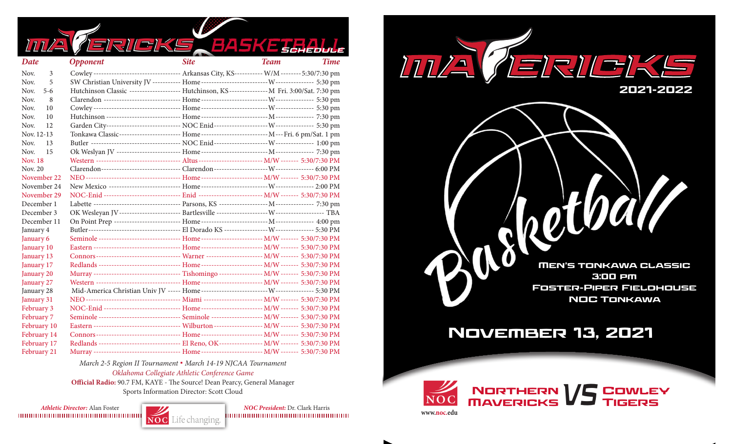# MAVERICKS BASKETBALL SCHEDULE

| Date | Opponent | Site | Team | Time |
|---|---|---|---|---|
| Nov. 3 | Cowley | Arkansas City, KS | W/M | 5:30/7:30 pm |
| Nov. 5 | SW Christian University JV | Home | W | 5:30 pm |
| Nov. 5-6 | Hutchinson Classic | Hutchinson, KS | M | Fri. 3:00/Sat. 7:30 pm |
| Nov. 8 | Clarendon | Home | W | 5:30 pm |
| Nov. 10 | Cowley | Home | W | 5:30 pm |
| Nov. 10 | Hutchinson | Home | M | 7:30 pm |
| Nov. 12 | Garden City | NOC Enid | W | 5:30 pm |
| Nov. 12-13 | Tonkawa Classic | Home | M | Fri. 6 pm/Sat. 1 pm |
| Nov. 13 | Butler | NOC Enid | W | 1:00 pm |
| Nov. 15 | Ok Weslyan JV | Home | M | 7:30 pm |
| Nov. 18 | Western | Altus | M/W | 5:30/7:30 PM |
| Nov. 20 | Clarendon | Clarendon | W | 6:00 PM |
| November 22 | NEO | Home | M/W | 5:30/7:30 PM |
| November 24 | New Mexico | Home | W | 2:00 PM |
| November 29 | NOC-Enid | Enid | M/W | 5:30/7:30 PM |
| December 1 | Labette | Parsons, KS | M | 7:30 pm |
| December 3 | OK Wesleyan JV | Bartlesville | W | TBA |
| December 11 | On Point Prep | Home | M | 4:00 pm |
| January 4 | Butler | El Dorado KS | W | 5:30 PM |
| January 6 | Seminole | Home | M/W | 5:30/7:30 PM |
| January 10 | Eastern | Home | M/W | 5:30/7:30 PM |
| January 13 | Connors | Warner | M/W | 5:30/7:30 PM |
| January 17 | Redlands | Home | M/W | 5:30/7:30 PM |
| January 20 | Murray | Tishomingo | M/W | 5:30/7:30 PM |
| January 27 | Western | Home | M/W | 5:30/7:30 PM |
| January 28 | Mid-America Christian Univ JV | Home | W | 5:30 PM |
| January 31 | NEO | Miami | M/W | 5:30/7:30 PM |
| February 3 | NOC-Enid | Home | M/W | 5:30/7:30 PM |
| February 7 | Seminole | Seminole | M/W | 5:30/7:30 PM |
| February 10 | Eastern | Wilburton | M/W | 5:30/7:30 PM |
| February 14 | Connors | Home | M/W | 5:30/7:30 PM |
| February 17 | Redlands | El Reno, OK | M/W | 5:30/7:30 PM |
| February 21 | Murray | Home | M/W | 5:30/7:30 PM |

*March 2-5 Region II Tournament ▪ March 14-19 NJCAA Tournament*

*Oklahoma Collegiate Athletic Conference Game*

**Official Radio:** 90.7 FM, KAYE - The Source! Dean Pearcy, General Manager

Sports Information Director: Scott Cloud

***Athletic Director:*** Alan Foster

***NOC President:*** Dr. Clark Harris

NOC Life changing.

# MAVERICKS

## 2021-2022

Basketball

**MEN'S TONKAWA CLASSIC**

**3:00 PM**

**FOSTER-PIPER FIELDHOUSE**

**NOC TONKAWA**

## NOVEMBER 13, 2021

NOC

www.noc.edu

**NORTHERN MAVERICKS VS COWLEY TIGERS**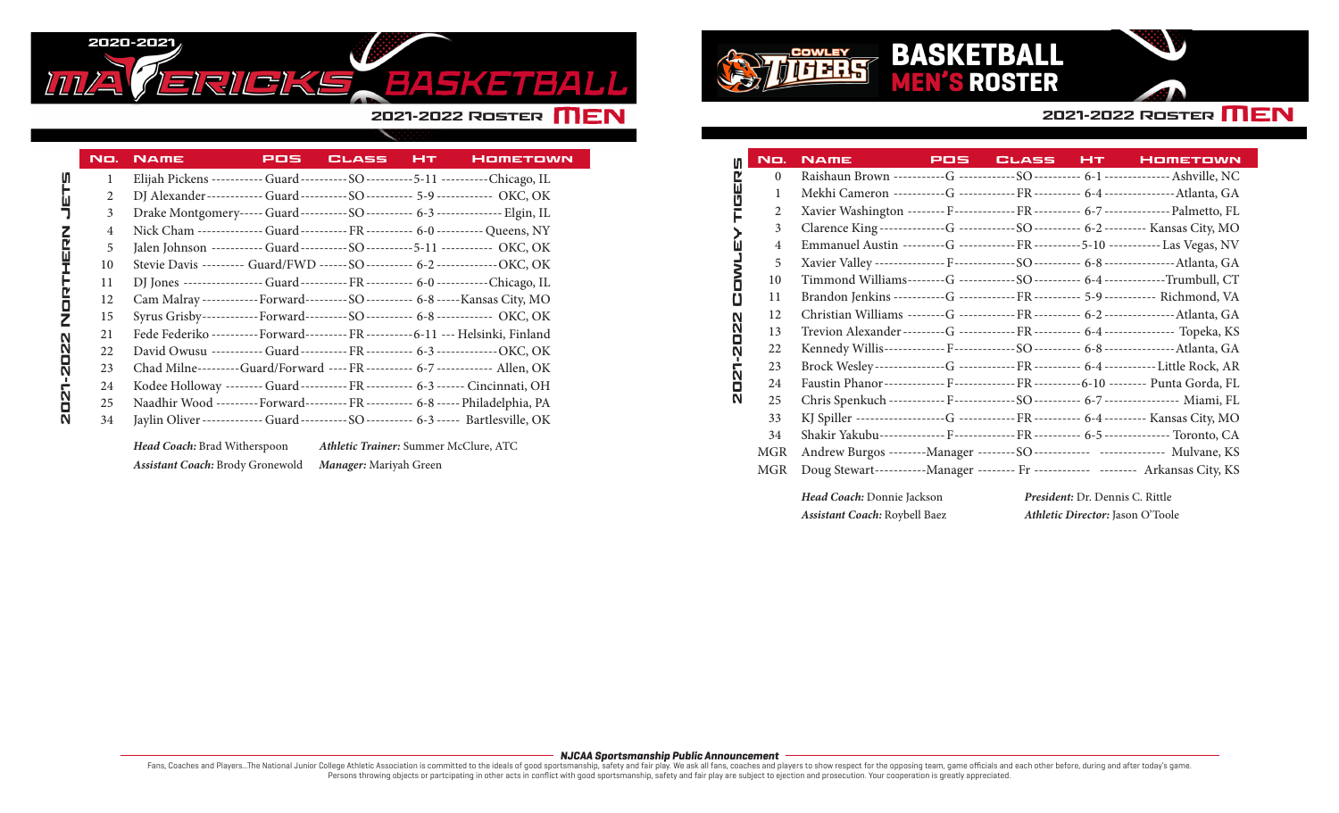# 2020-2021 MAVERICKS BASKETBALL

## 2021-2022 ROSTER MEN

### 2021-2022 NORTHERN JETS

| NO. | NAME | POS | CLASS | HT | HOMETOWN |
|---|---|---|---|---|---|
| 1 | Elijah Pickens | Guard | SO | 5-11 | Chicago, IL |
| 2 | DJ Alexander | Guard | SO | 5-9 | OKC, OK |
| 3 | Drake Montgomery | Guard | SO | 6-3 | Elgin, IL |
| 4 | Nick Cham | Guard | FR | 6-0 | Queens, NY |
| 5 | Jalen Johnson | Guard | SO | 5-11 | OKC, OK |
| 10 | Stevie Davis | Guard/FWD | SO | 6-2 | OKC, OK |
| 11 | DJ Jones | Guard | FR | 6-0 | Chicago, IL |
| 12 | Cam Malray | Forward | SO | 6-8 | Kansas City, MO |
| 15 | Syrus Grisby | Forward | SO | 6-8 | OKC, OK |
| 21 | Fede Federiko | Forward | FR | 6-11 | Helsinki, Finland |
| 22 | David Owusu | Guard | FR | 6-3 | OKC, OK |
| 23 | Chad Milne | Guard/Forward | FR | 6-7 | Allen, OK |
| 24 | Kodee Holloway | Guard | FR | 6-3 | Cincinnati, OH |
| 25 | Naadhir Wood | Forward | FR | 6-8 | Philadelphia, PA |
| 34 | Jaylin Oliver | Guard | SO | 6-3 | Bartlesville, OK |

***Head Coach:*** Brad Witherspoon
***Assistant Coach:*** Brody Gronewold
***Athletic Trainer:*** Summer McClure, ATC
***Manager:*** Mariyah Green

# COWLEY TIGERS BASKETBALL MEN'S ROSTER

## 2021-2022 ROSTER MEN

### 2021-2022 COWLEY TIGERS

| NO. | NAME | POS | CLASS | HT | HOMETOWN |
|---|---|---|---|---|---|
| 0 | Raishaun Brown | G | SO | 6-1 | Ashville, NC |
| 1 | Mekhi Cameron | G | FR | 6-4 | Atlanta, GA |
| 2 | Xavier Washington | F | FR | 6-7 | Palmetto, FL |
| 3 | Clarence King | G | SO | 6-2 | Kansas City, MO |
| 4 | Emmanuel Austin | G | FR | 5-10 | Las Vegas, NV |
| 5 | Xavier Valley | F | SO | 6-8 | Atlanta, GA |
| 10 | Timmond Williams | G | SO | 6-4 | Trumbull, CT |
| 11 | Brandon Jenkins | G | FR | 5-9 | Richmond, VA |
| 12 | Christian Williams | G | FR | 6-2 | Atlanta, GA |
| 13 | Trevion Alexander | G | FR | 6-4 | Topeka, KS |
| 22 | Kennedy Willis | F | SO | 6-8 | Atlanta, GA |
| 23 | Brock Wesley | G | FR | 6-4 | Little Rock, AR |
| 24 | Faustin Phanor | F | FR | 6-10 | Punta Gorda, FL |
| 25 | Chris Spenkuch | F | SO | 6-7 | Miami, FL |
| 33 | KJ Spiller | G | FR | 6-4 | Kansas City, MO |
| 34 | Shakir Yakubu | F | FR | 6-5 | Toronto, CA |
| MGR | Andrew Burgos | Manager | SO | | Mulvane, KS |
| MGR | Doug Stewart | Manager | Fr | | Arkansas City, KS |

***Head Coach:*** Donnie Jackson
***Assistant Coach:*** Roybell Baez
***President:*** Dr. Dennis C. Rittle
***Athletic Director:*** Jason O'Toole

***NJCAA Sportsmanship Public Announcement***

Fans, Coaches and Players...The National Junior College Athletic Association is committed to the ideals of good sportsmanship, safety and fair play. We ask all fans, coaches and players to show respect for the opposing team, game officials and each other before, during and after today's game. Persons throwing objects or partcipating in other acts in conflict with good sportsmanship, safety and fair play are subject to ejection and prosecution. Your cooperation is greatly appreciated.